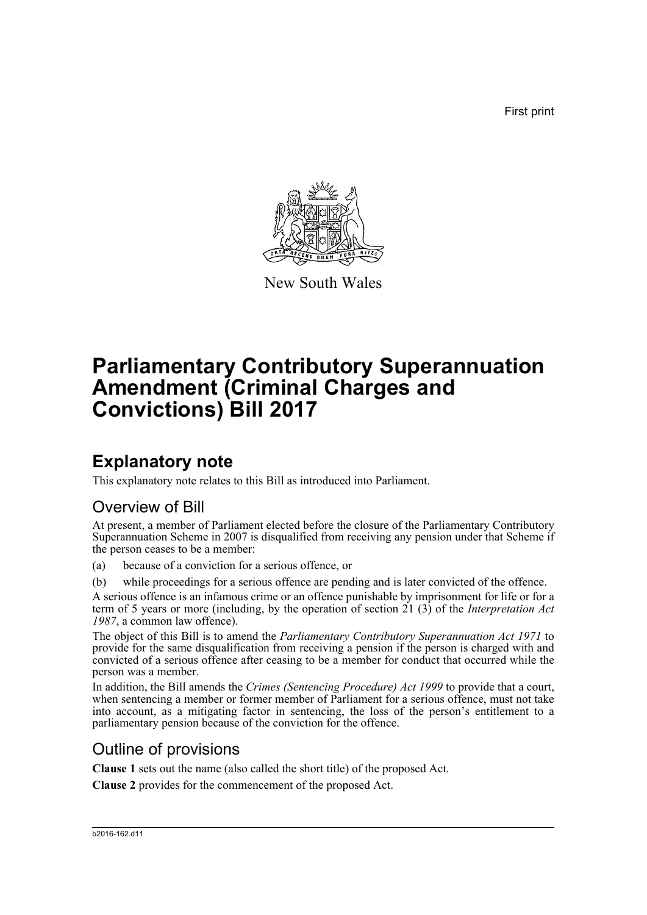First print

New South Wales

# Parliamentary Contributory Superannuation Amendment (Criminal Charges and Convictions) Bill 2017

## Explanatory note

This explanatory note relates to this Bill as introduced into Parliament.

### Overview of Bill

At present, a member of Parliament elected before the closure of the Parliamentary Contributory Superannuation Scheme in 2007 is disqualified from receiving any pension under that Scheme if the person ceases to be a member:

(a) because of a conviction for a serious offence, or

(b) while proceedings for a serious offence are pending and is later convicted of the offence.

A serious offence is an infamous crime or an offence punishable by imprisonment for life or for a term of 5 years or more (including, by the operation of section 21 (3) of the *Interpretation Act 1987*, a common law offence).

The object of this Bill is to amend the *Parliamentary Contributory Superannuation Act 1971* to provide for the same disqualification from receiving a pension if the person is charged with and convicted of a serious offence after ceasing to be a member for conduct that occurred while the person was a member.

In addition, the Bill amends the *Crimes (Sentencing Procedure) Act 1999* to provide that a court, when sentencing a member or former member of Parliament for a serious offence, must not take into account, as a mitigating factor in sentencing, the loss of the person's entitlement to a parliamentary pension because of the conviction for the offence.

### Outline of provisions

**Clause 1** sets out the name (also called the short title) of the proposed Act.

**Clause 2** provides for the commencement of the proposed Act.

b2016-162.d11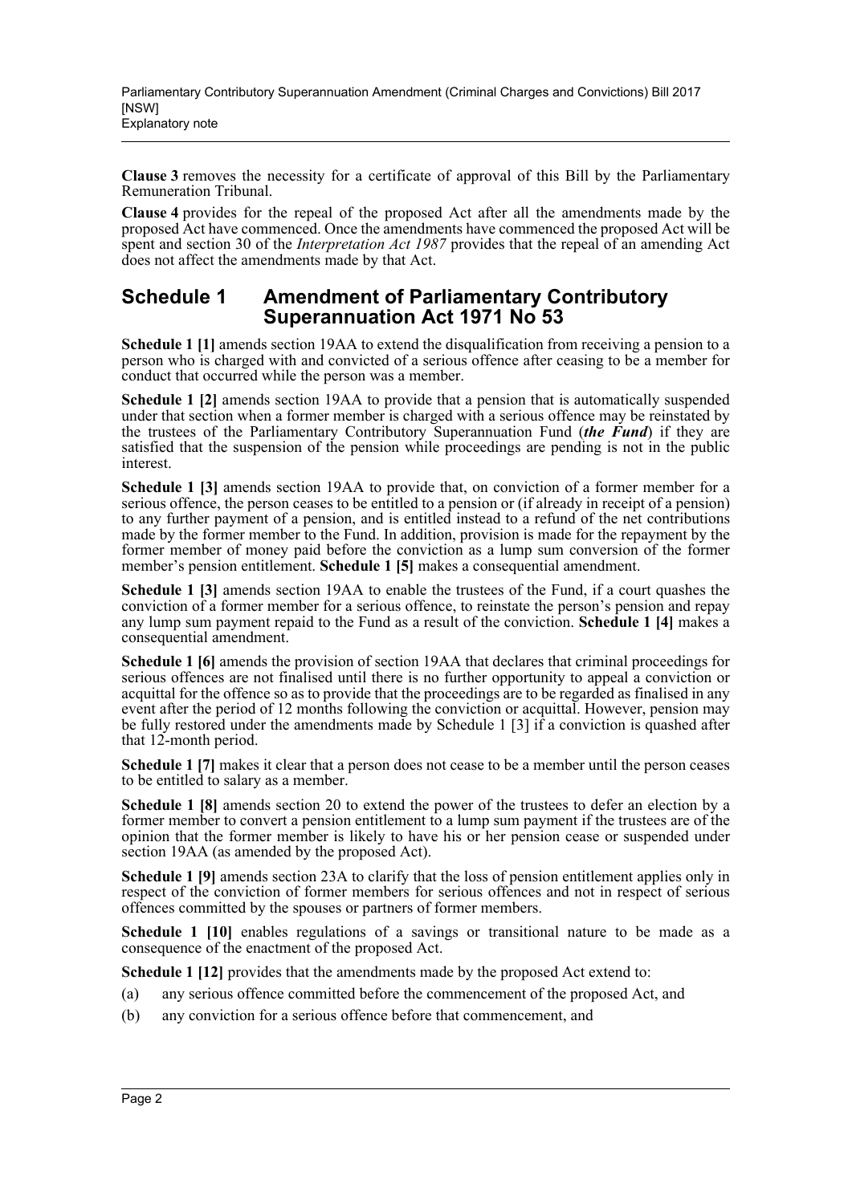**Clause 3** removes the necessity for a certificate of approval of this Bill by the Parliamentary Remuneration Tribunal.

**Clause 4** provides for the repeal of the proposed Act after all the amendments made by the proposed Act have commenced. Once the amendments have commenced the proposed Act will be spent and section 30 of the *Interpretation Act 1987* provides that the repeal of an amending Act does not affect the amendments made by that Act.

## Schedule 1 Amendment of Parliamentary Contributory Superannuation Act 1971 No 53

**Schedule 1 [1]** amends section 19AA to extend the disqualification from receiving a pension to a person who is charged with and convicted of a serious offence after ceasing to be a member for conduct that occurred while the person was a member.

**Schedule 1 [2]** amends section 19AA to provide that a pension that is automatically suspended under that section when a former member is charged with a serious offence may be reinstated by the trustees of the Parliamentary Contributory Superannuation Fund (***the Fund***) if they are satisfied that the suspension of the pension while proceedings are pending is not in the public interest.

**Schedule 1 [3]** amends section 19AA to provide that, on conviction of a former member for a serious offence, the person ceases to be entitled to a pension or (if already in receipt of a pension) to any further payment of a pension, and is entitled instead to a refund of the net contributions made by the former member to the Fund. In addition, provision is made for the repayment by the former member of money paid before the conviction as a lump sum conversion of the former member's pension entitlement. **Schedule 1 [5]** makes a consequential amendment.

**Schedule 1 [3]** amends section 19AA to enable the trustees of the Fund, if a court quashes the conviction of a former member for a serious offence, to reinstate the person's pension and repay any lump sum payment repaid to the Fund as a result of the conviction. **Schedule 1 [4]** makes a consequential amendment.

**Schedule 1 [6]** amends the provision of section 19AA that declares that criminal proceedings for serious offences are not finalised until there is no further opportunity to appeal a conviction or acquittal for the offence so as to provide that the proceedings are to be regarded as finalised in any event after the period of 12 months following the conviction or acquittal. However, pension may be fully restored under the amendments made by Schedule 1 [3] if a conviction is quashed after that 12-month period.

**Schedule 1 [7]** makes it clear that a person does not cease to be a member until the person ceases to be entitled to salary as a member.

**Schedule 1 [8]** amends section 20 to extend the power of the trustees to defer an election by a former member to convert a pension entitlement to a lump sum payment if the trustees are of the opinion that the former member is likely to have his or her pension cease or suspended under section 19AA (as amended by the proposed Act).

**Schedule 1 [9]** amends section 23A to clarify that the loss of pension entitlement applies only in respect of the conviction of former members for serious offences and not in respect of serious offences committed by the spouses or partners of former members.

**Schedule 1 [10]** enables regulations of a savings or transitional nature to be made as a consequence of the enactment of the proposed Act.

**Schedule 1 [12]** provides that the amendments made by the proposed Act extend to:

(a) any serious offence committed before the commencement of the proposed Act, and

(b) any conviction for a serious offence before that commencement, and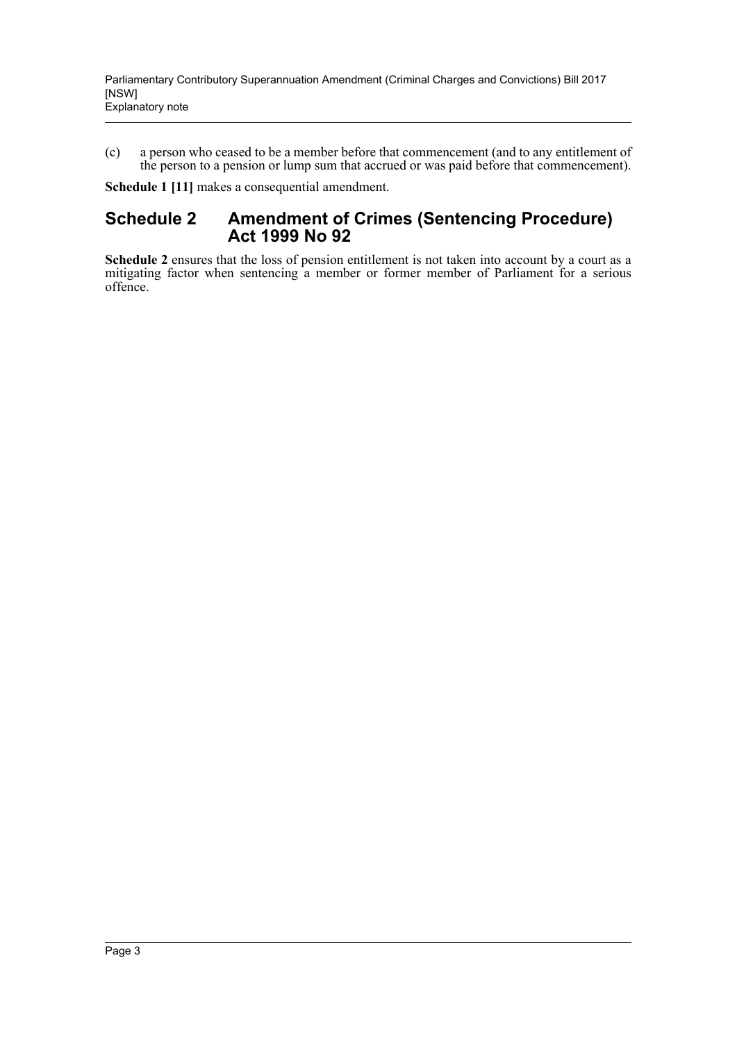(c) a person who ceased to be a member before that commencement (and to any entitlement of the person to a pension or lump sum that accrued or was paid before that commencement).

**Schedule 1 [11]** makes a consequential amendment.

## Schedule 2 Amendment of Crimes (Sentencing Procedure) Act 1999 No 92

**Schedule 2** ensures that the loss of pension entitlement is not taken into account by a court as a mitigating factor when sentencing a member or former member of Parliament for a serious offence.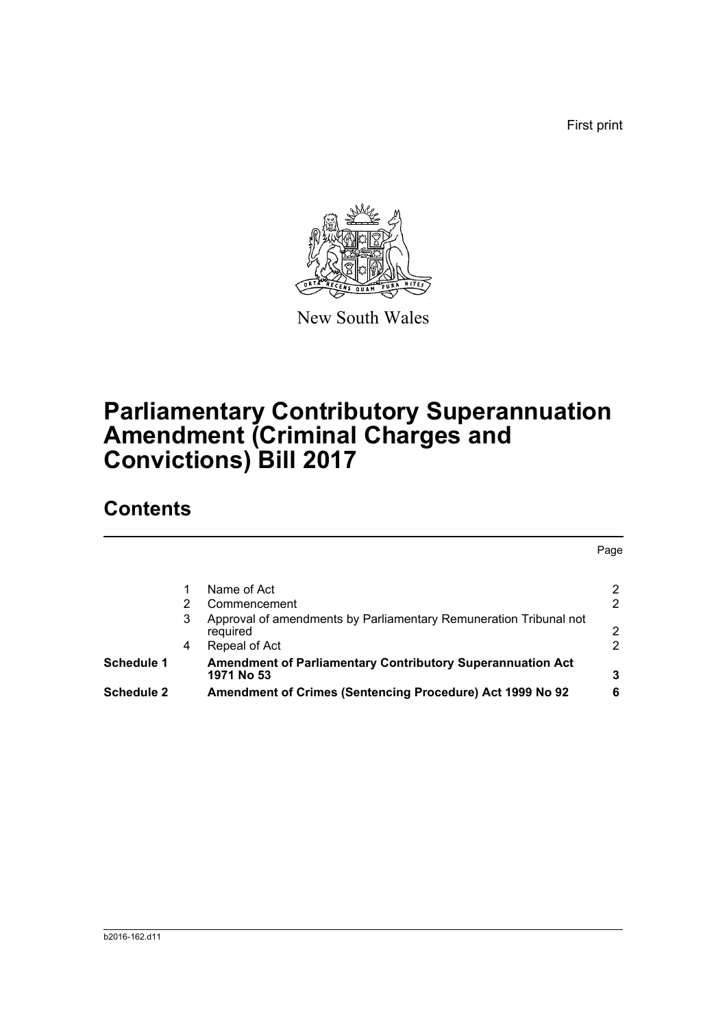First print

New South Wales

# Parliamentary Contributory Superannuation Amendment (Criminal Charges and Convictions) Bill 2017

## Contents

| | | | Page |
|---|---|---|---|
| | 1 | Name of Act | 2 |
| | 2 | Commencement | 2 |
| | 3 | Approval of amendments by Parliamentary Remuneration Tribunal not required | 2 |
| | 4 | Repeal of Act | 2 |
| **Schedule 1** | | **Amendment of Parliamentary Contributory Superannuation Act 1971 No 53** | **3** |
| **Schedule 2** | | **Amendment of Crimes (Sentencing Procedure) Act 1999 No 92** | **6** |

b2016-162.d11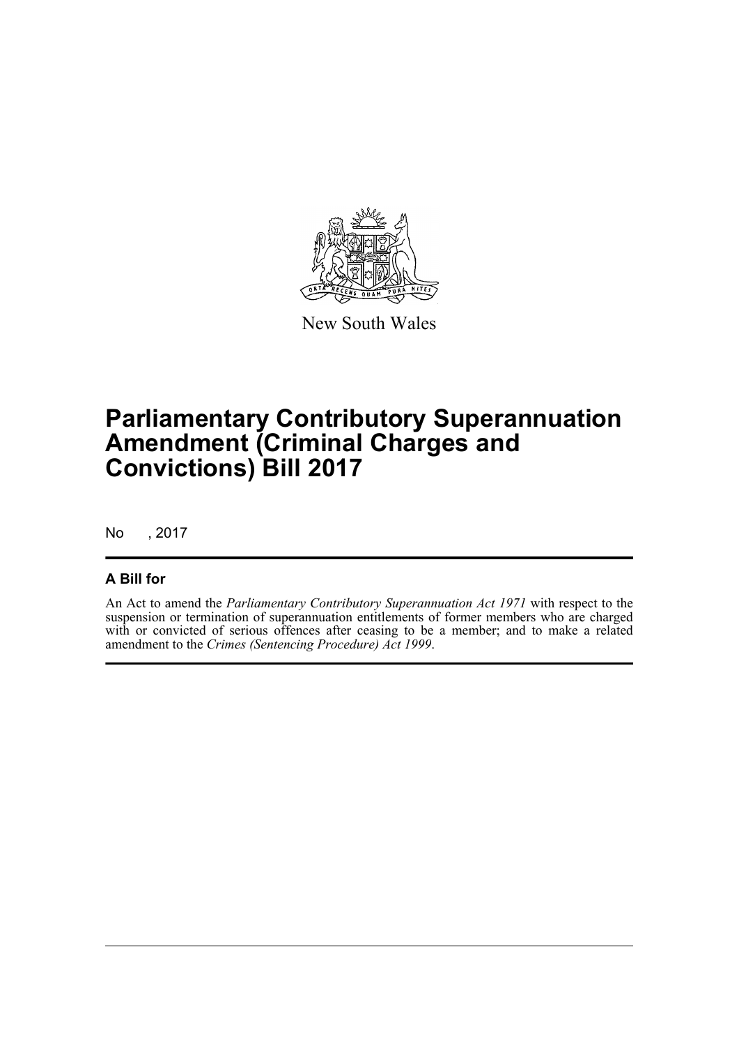New South Wales

# Parliamentary Contributory Superannuation Amendment (Criminal Charges and Convictions) Bill 2017

No , 2017

## A Bill for

An Act to amend the *Parliamentary Contributory Superannuation Act 1971* with respect to the suspension or termination of superannuation entitlements of former members who are charged with or convicted of serious offences after ceasing to be a member; and to make a related amendment to the *Crimes (Sentencing Procedure) Act 1999*.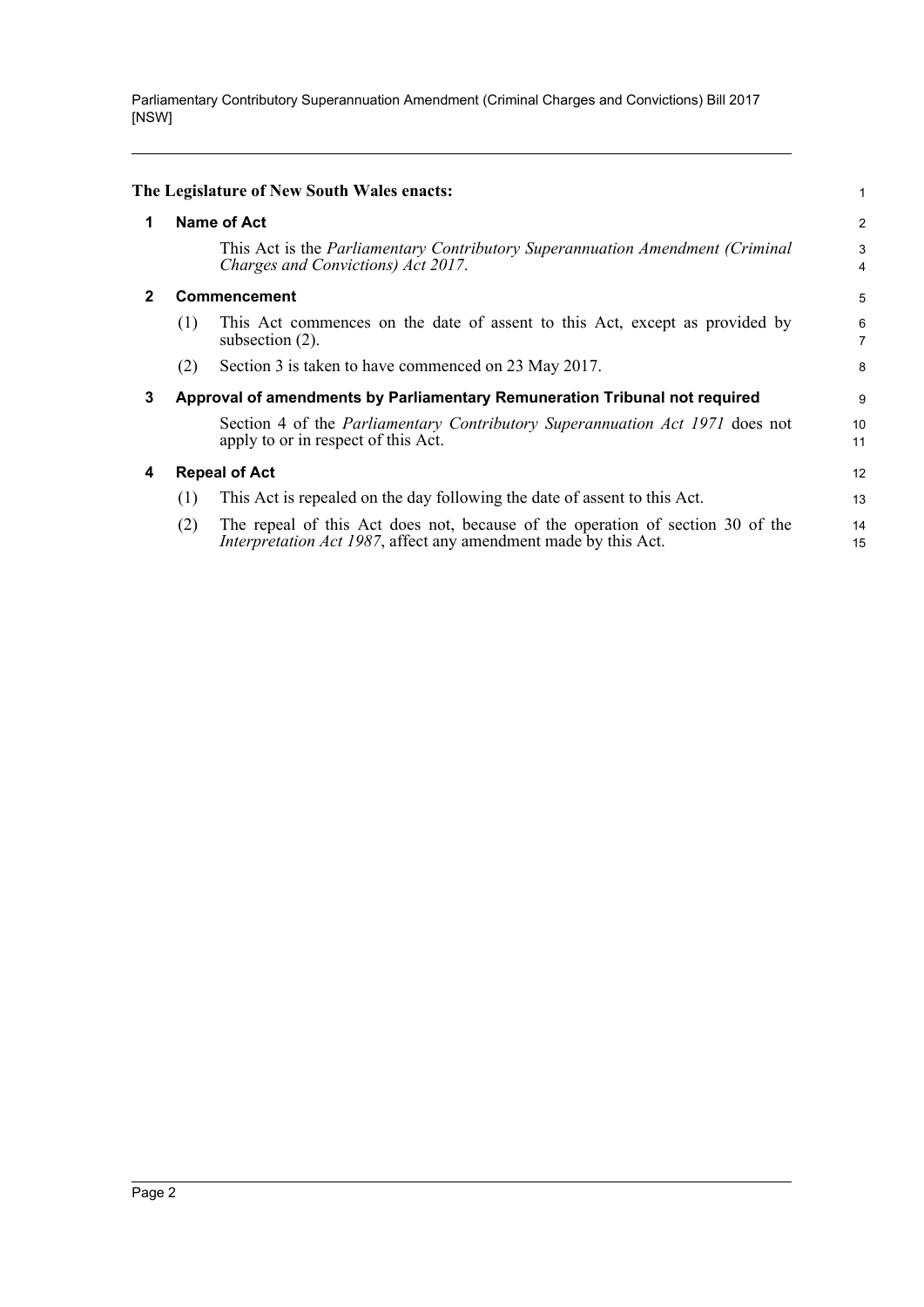**The Legislature of New South Wales enacts:**

## 1 Name of Act

This Act is the *Parliamentary Contributory Superannuation Amendment (Criminal Charges and Convictions) Act 2017*.

## 2 Commencement

(1) This Act commences on the date of assent to this Act, except as provided by subsection (2).

(2) Section 3 is taken to have commenced on 23 May 2017.

## 3 Approval of amendments by Parliamentary Remuneration Tribunal not required

Section 4 of the *Parliamentary Contributory Superannuation Act 1971* does not apply to or in respect of this Act.

## 4 Repeal of Act

(1) This Act is repealed on the day following the date of assent to this Act.

(2) The repeal of this Act does not, because of the operation of section 30 of the *Interpretation Act 1987*, affect any amendment made by this Act.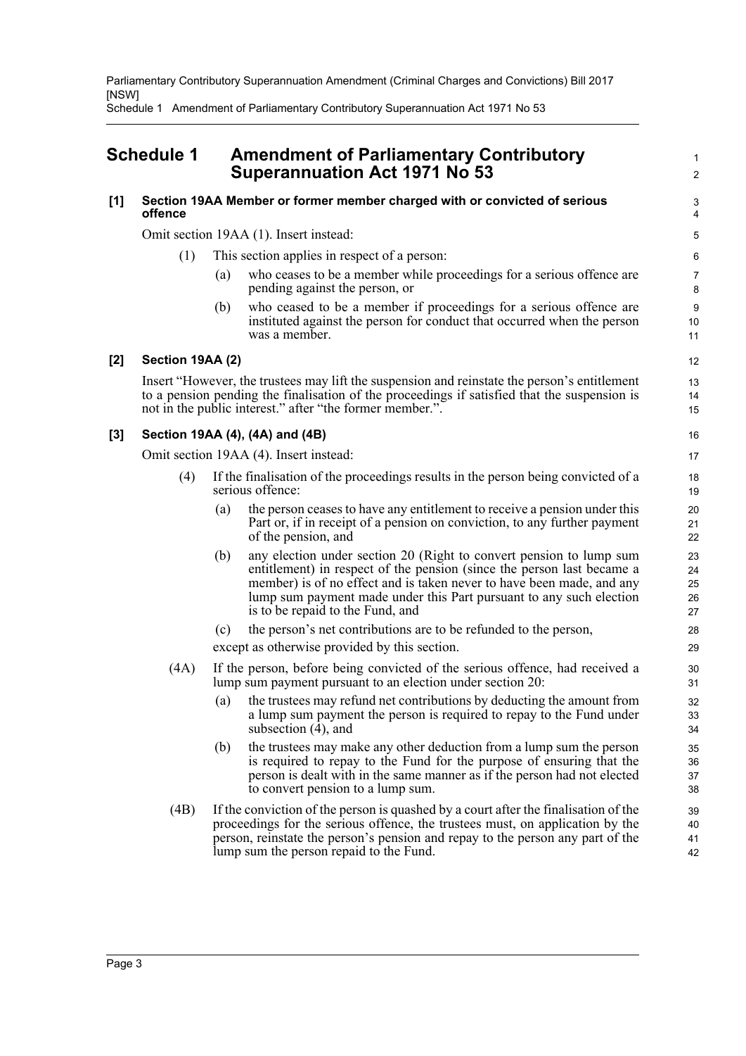## Schedule 1 Amendment of Parliamentary Contributory Superannuation Act 1971 No 53

**[1] Section 19AA Member or former member charged with or convicted of serious offence**

Omit section 19AA (1). Insert instead:

(1) This section applies in respect of a person:

(a) who ceases to be a member while proceedings for a serious offence are pending against the person, or

(b) who ceased to be a member if proceedings for a serious offence are instituted against the person for conduct that occurred when the person was a member.

**[2] Section 19AA (2)**

Insert "However, the trustees may lift the suspension and reinstate the person's entitlement to a pension pending the finalisation of the proceedings if satisfied that the suspension is not in the public interest." after "the former member.".

**[3] Section 19AA (4), (4A) and (4B)**

Omit section 19AA (4). Insert instead:

(4) If the finalisation of the proceedings results in the person being convicted of a serious offence:

(a) the person ceases to have any entitlement to receive a pension under this Part or, if in receipt of a pension on conviction, to any further payment of the pension, and

(b) any election under section 20 (Right to convert pension to lump sum entitlement) in respect of the pension (since the person last became a member) is of no effect and is taken never to have been made, and any lump sum payment made under this Part pursuant to any such election is to be repaid to the Fund, and

(c) the person's net contributions are to be refunded to the person,

except as otherwise provided by this section.

(4A) If the person, before being convicted of the serious offence, had received a lump sum payment pursuant to an election under section 20:

(a) the trustees may refund net contributions by deducting the amount from a lump sum payment the person is required to repay to the Fund under subsection (4), and

(b) the trustees may make any other deduction from a lump sum the person is required to repay to the Fund for the purpose of ensuring that the person is dealt with in the same manner as if the person had not elected to convert pension to a lump sum.

(4B) If the conviction of the person is quashed by a court after the finalisation of the proceedings for the serious offence, the trustees must, on application by the person, reinstate the person's pension and repay to the person any part of the lump sum the person repaid to the Fund.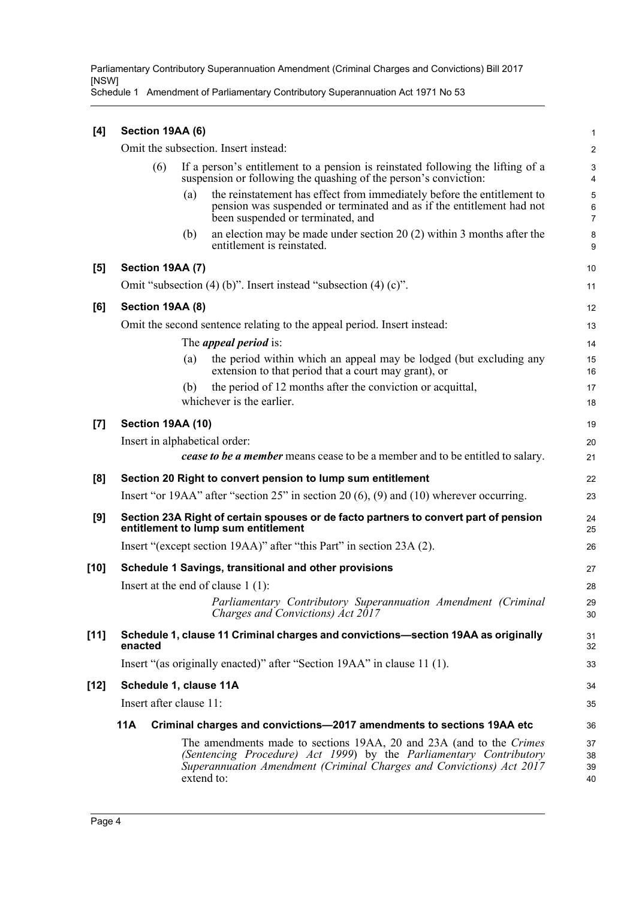**[4] Section 19AA (6)**

Omit the subsection. Insert instead:

(6) If a person's entitlement to a pension is reinstated following the lifting of a suspension or following the quashing of the person's conviction:

(a) the reinstatement has effect from immediately before the entitlement to pension was suspended or terminated and as if the entitlement had not been suspended or terminated, and

(b) an election may be made under section 20 (2) within 3 months after the entitlement is reinstated.

**[5] Section 19AA (7)**

Omit "subsection (4) (b)". Insert instead "subsection (4) (c)".

**[6] Section 19AA (8)**

Omit the second sentence relating to the appeal period. Insert instead:

The ***appeal period*** is:

(a) the period within which an appeal may be lodged (but excluding any extension to that period that a court may grant), or

(b) the period of 12 months after the conviction or acquittal,

whichever is the earlier.

**[7] Section 19AA (10)**

Insert in alphabetical order:

***cease to be a member*** means cease to be a member and to be entitled to salary.

**[8] Section 20 Right to convert pension to lump sum entitlement**

Insert "or 19AA" after "section 25" in section 20 (6), (9) and (10) wherever occurring.

**[9] Section 23A Right of certain spouses or de facto partners to convert part of pension entitlement to lump sum entitlement**

Insert "(except section 19AA)" after "this Part" in section 23A (2).

**[10] Schedule 1 Savings, transitional and other provisions**

Insert at the end of clause 1 (1):

*Parliamentary Contributory Superannuation Amendment (Criminal Charges and Convictions) Act 2017*

**[11] Schedule 1, clause 11 Criminal charges and convictions—section 19AA as originally enacted**

Insert "(as originally enacted)" after "Section 19AA" in clause 11 (1).

**[12] Schedule 1, clause 11A**

Insert after clause 11:

**11A Criminal charges and convictions—2017 amendments to sections 19AA etc**

The amendments made to sections 19AA, 20 and 23A (and to the *Crimes (Sentencing Procedure) Act 1999*) by the *Parliamentary Contributory Superannuation Amendment (Criminal Charges and Convictions) Act 2017* extend to: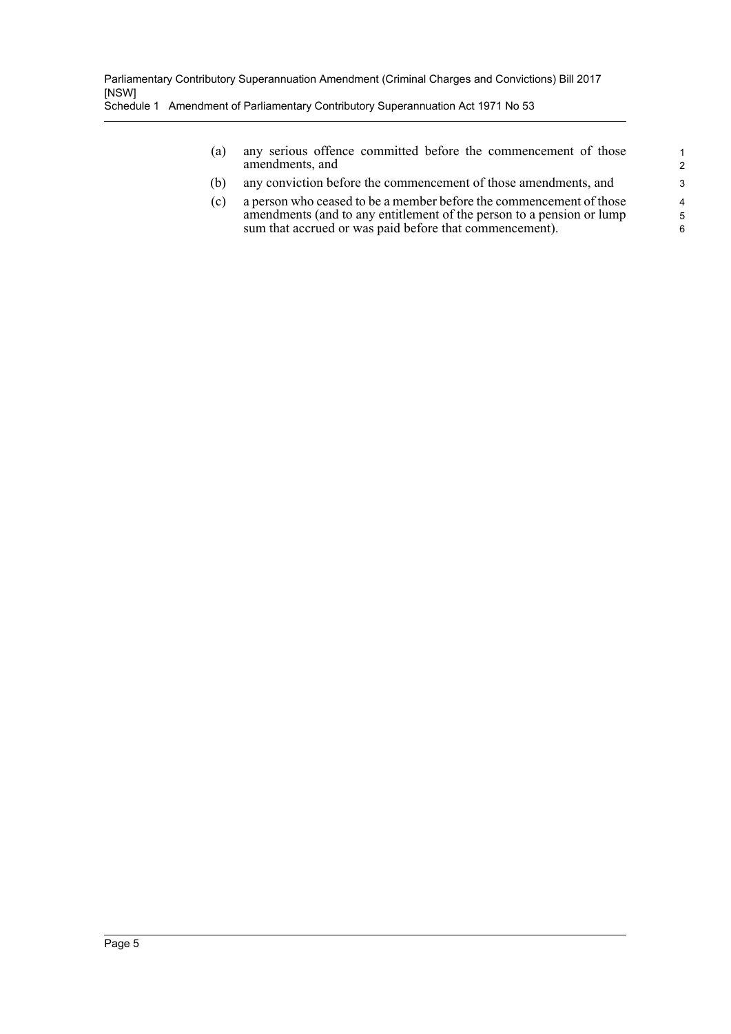(a) any serious offence committed before the commencement of those amendments, and

(b) any conviction before the commencement of those amendments, and

(c) a person who ceased to be a member before the commencement of those amendments (and to any entitlement of the person to a pension or lump sum that accrued or was paid before that commencement).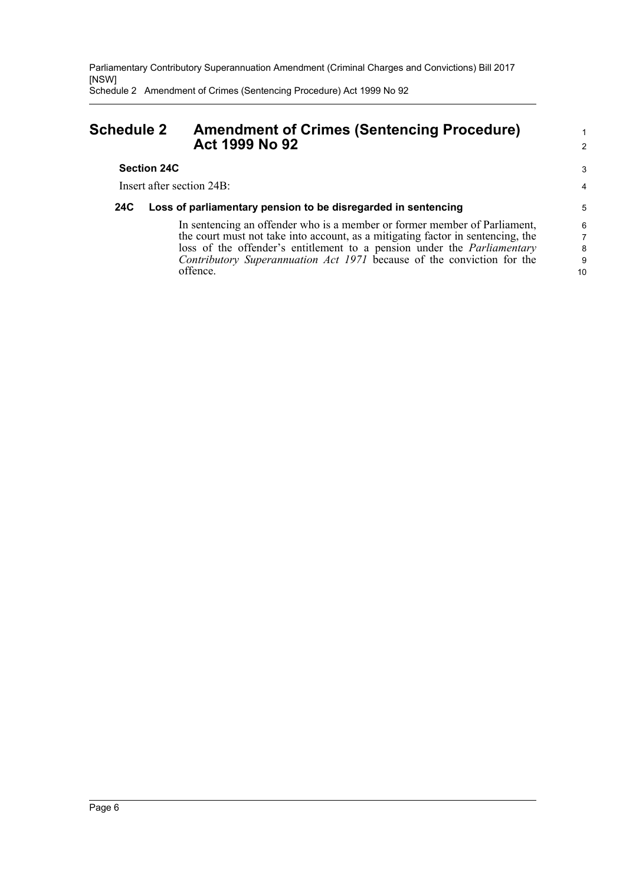# Schedule 2 Amendment of Crimes (Sentencing Procedure) Act 1999 No 92

**Section 24C**

Insert after section 24B:

### 24C Loss of parliamentary pension to be disregarded in sentencing

In sentencing an offender who is a member or former member of Parliament, the court must not take into account, as a mitigating factor in sentencing, the loss of the offender's entitlement to a pension under the *Parliamentary Contributory Superannuation Act 1971* because of the conviction for the offence.